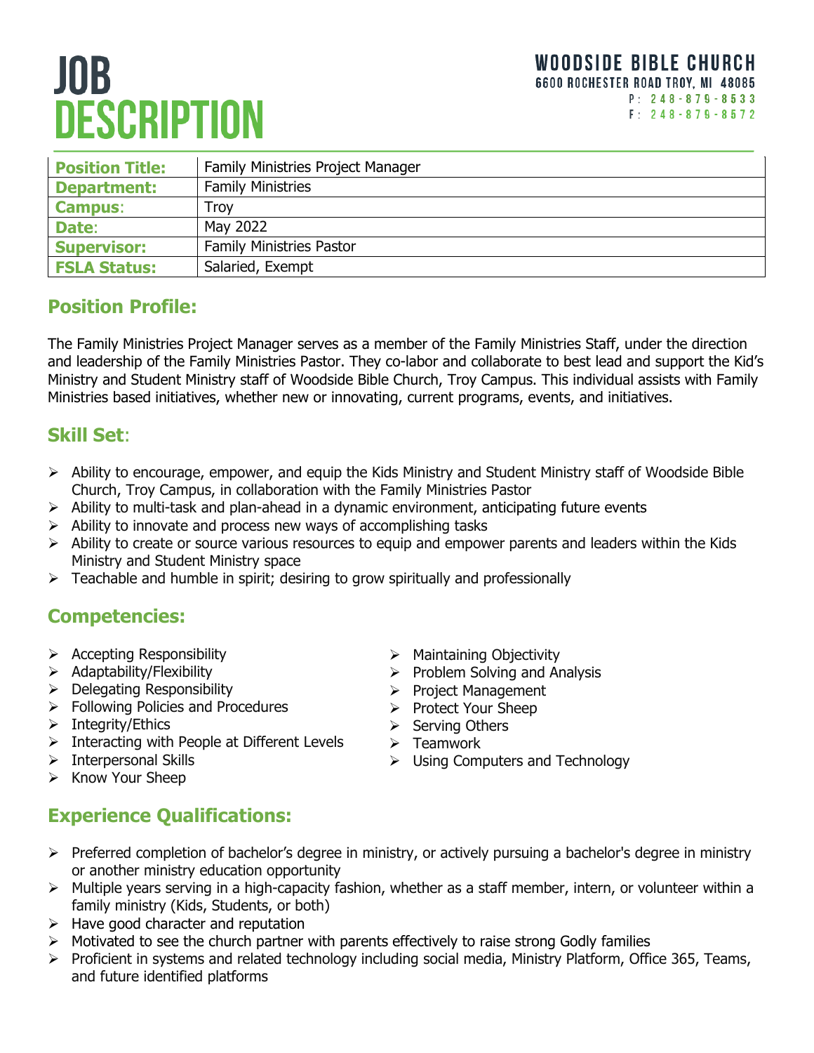# JOB DESCRIPTION

**WOODSIDE BIBLE CHURCH**
6600 ROCHESTER ROAD TROY, MI 48085
P: 248-879-8533
F: 248-879-8572

| | |
|---|---|
| **Position Title:** | Family Ministries Project Manager |
| **Department:** | Family Ministries |
| **Campus:** | Troy |
| **Date:** | May 2022 |
| **Supervisor:** | Family Ministries Pastor |
| **FSLA Status:** | Salaried, Exempt |

## Position Profile:

The Family Ministries Project Manager serves as a member of the Family Ministries Staff, under the direction and leadership of the Family Ministries Pastor. They co-labor and collaborate to best lead and support the Kid's Ministry and Student Ministry staff of Woodside Bible Church, Troy Campus. This individual assists with Family Ministries based initiatives, whether new or innovating, current programs, events, and initiatives.

## Skill Set:

- Ability to encourage, empower, and equip the Kids Ministry and Student Ministry staff of Woodside Bible Church, Troy Campus, in collaboration with the Family Ministries Pastor
- Ability to multi-task and plan-ahead in a dynamic environment, anticipating future events
- Ability to innovate and process new ways of accomplishing tasks
- Ability to create or source various resources to equip and empower parents and leaders within the Kids Ministry and Student Ministry space
- Teachable and humble in spirit; desiring to grow spiritually and professionally

## Competencies:

- Accepting Responsibility
- Adaptability/Flexibility
- Delegating Responsibility
- Following Policies and Procedures
- Integrity/Ethics
- Interacting with People at Different Levels
- Interpersonal Skills
- Know Your Sheep
- Maintaining Objectivity
- Problem Solving and Analysis
- Project Management
- Protect Your Sheep
- Serving Others
- Teamwork
- Using Computers and Technology

## Experience Qualifications:

- Preferred completion of bachelor's degree in ministry, or actively pursuing a bachelor's degree in ministry or another ministry education opportunity
- Multiple years serving in a high-capacity fashion, whether as a staff member, intern, or volunteer within a family ministry (Kids, Students, or both)
- Have good character and reputation
- Motivated to see the church partner with parents effectively to raise strong Godly families
- Proficient in systems and related technology including social media, Ministry Platform, Office 365, Teams, and future identified platforms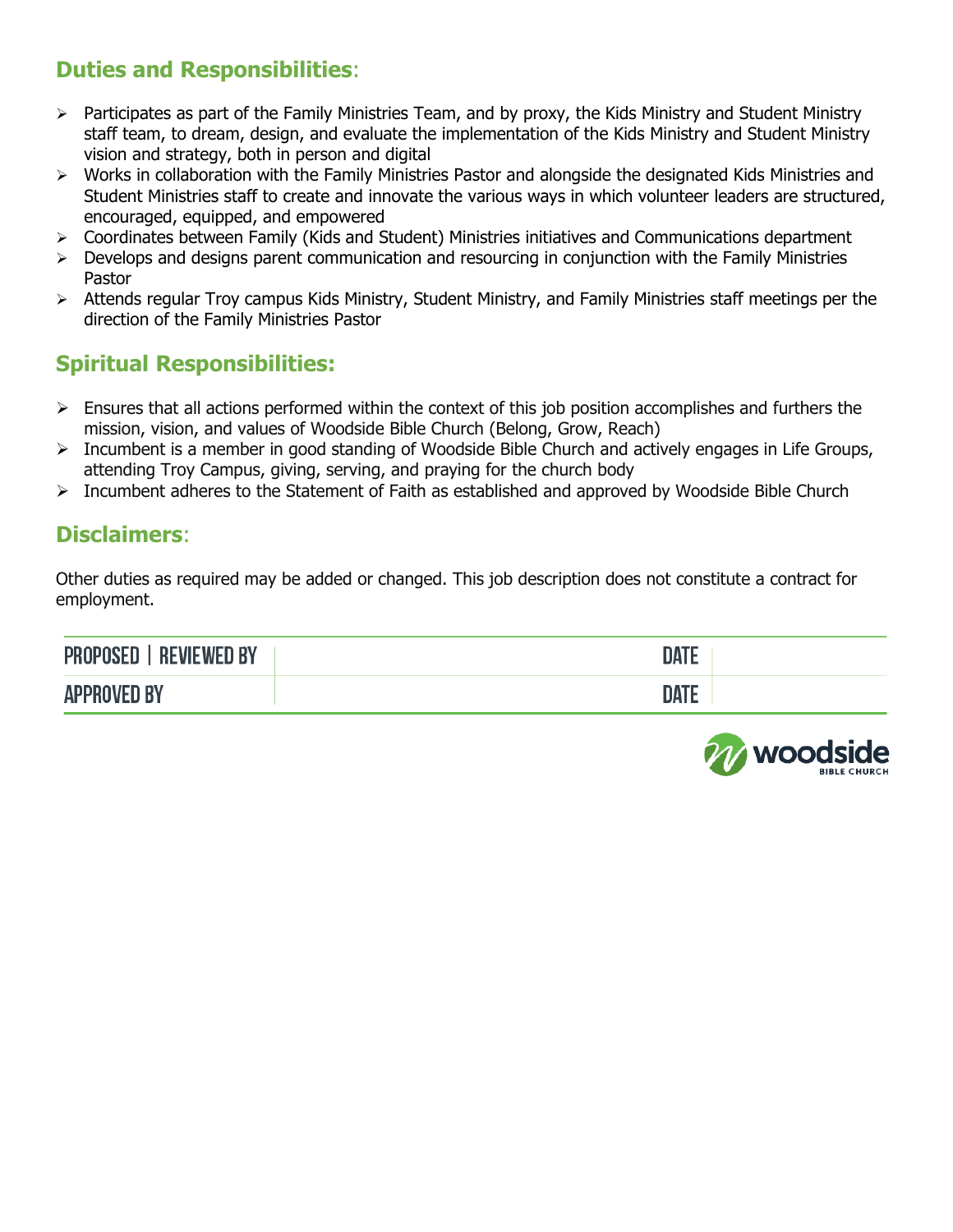## Duties and Responsibilities:

- Participates as part of the Family Ministries Team, and by proxy, the Kids Ministry and Student Ministry staff team, to dream, design, and evaluate the implementation of the Kids Ministry and Student Ministry vision and strategy, both in person and digital
- Works in collaboration with the Family Ministries Pastor and alongside the designated Kids Ministries and Student Ministries staff to create and innovate the various ways in which volunteer leaders are structured, encouraged, equipped, and empowered
- Coordinates between Family (Kids and Student) Ministries initiatives and Communications department
- Develops and designs parent communication and resourcing in conjunction with the Family Ministries Pastor
- Attends regular Troy campus Kids Ministry, Student Ministry, and Family Ministries staff meetings per the direction of the Family Ministries Pastor

## Spiritual Responsibilities:

- Ensures that all actions performed within the context of this job position accomplishes and furthers the mission, vision, and values of Woodside Bible Church (Belong, Grow, Reach)
- Incumbent is a member in good standing of Woodside Bible Church and actively engages in Life Groups, attending Troy Campus, giving, serving, and praying for the church body
- Incumbent adheres to the Statement of Faith as established and approved by Woodside Bible Church

## Disclaimers:

Other duties as required may be added or changed. This job description does not constitute a contract for employment.

| | | | |
|---|---|---|---|
| PROPOSED \| REVIEWED BY | | DATE | |
| APPROVED BY | | DATE | |

woodside BIBLE CHURCH